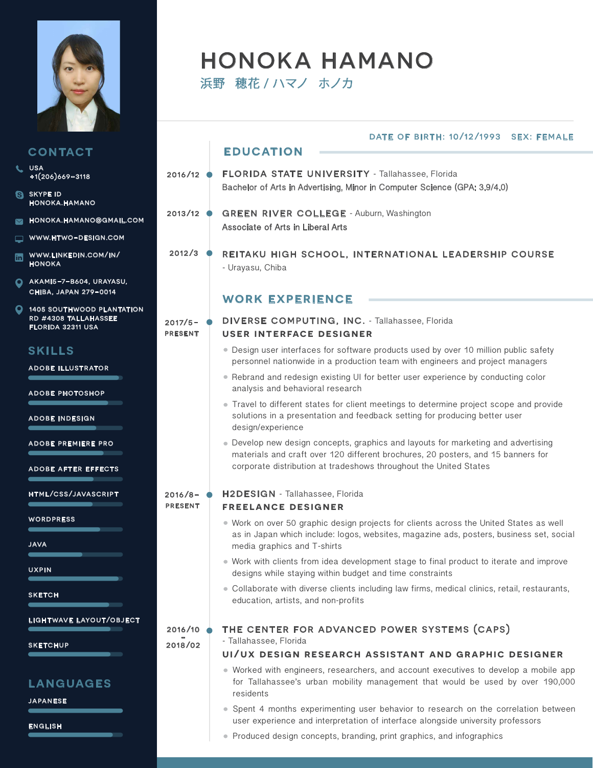# HONOKA HAMANO

浜野　穂花 / ハマノ　ホノカ

DATE OF BIRTH: 10/12/1993　SEX: FEMALE

## CONTACT

- USA +1(206)669-3118
- SKYPE ID HONOKA.HAMANO
- HONOKA.HAMANO@GMAIL.COM
- WWW.HTWO-DESIGN.COM
- WWW.LINKEDIN.COM/IN/HONOKA
- AKAMI5-7-B604, URAYASU, CHIBA, JAPAN 279-0014
- 1405 SOUTHWOOD PLANTATION RD #4308 TALLAHASSEE FLORIDA 32311 USA

## SKILLS

- ADOBE ILLUSTRATOR
- ADOBE PHOTOSHOP
- ADOBE INDESIGN
- ADOBE PREMIERE PRO
- ADOBE AFTER EFFECTS
- HTML/CSS/JAVASCRIPT
- WORDPRESS
- JAVA
- UXPIN
- SKETCH
- LIGHTWAVE LAYOUT/OBJECT
- SKETCHUP

## LANGUAGES

- JAPANESE
- ENGLISH

## EDUCATION

**2016/12** — **FLORIDA STATE UNIVERSITY** - Tallahassee, Florida
Bachelor of Arts in Advertising, Minor in Computer Science (GPA: 3.9/4.0)

**2013/12** — **GREEN RIVER COLLEGE** - Auburn, Washington
Associate of Arts in Liberal Arts

**2012/3** — **REITAKU HIGH SCHOOL, INTERNATIONAL LEADERSHIP COURSE**
- Urayasu, Chiba

## WORK EXPERIENCE

**2017/5- PRESENT** — **DIVERSE COMPUTING, INC.** - Tallahassee, Florida
**USER INTERFACE DESIGNER**

- Design user interfaces for software products used by over 10 million public safety personnel nationwide in a production team with engineers and project managers
- Rebrand and redesign existing UI for better user experience by conducting color analysis and behavioral research
- Travel to different states for client meetings to determine project scope and provide solutions in a presentation and feedback setting for producing better user design/experience
- Develop new design concepts, graphics and layouts for marketing and advertising materials and craft over 120 different brochures, 20 posters, and 15 banners for corporate distribution at tradeshows throughout the United States

**2016/8- PRESENT** — **H2DESIGN** - Tallahassee, Florida
**FREELANCE DESIGNER**

- Work on over 50 graphic design projects for clients across the United States as well as in Japan which include: logos, websites, magazine ads, posters, business set, social media graphics and T-shirts
- Work with clients from idea development stage to final product to iterate and improve designs while staying within budget and time constraints
- Collaborate with diverse clients including law firms, medical clinics, retail, restaurants, education, artists, and non-profits

**2016/10 - 2018/02** — **THE CENTER FOR ADVANCED POWER SYSTEMS (CAPS)**
- Tallahassee, Florida
**UI/UX DESIGN RESEARCH ASSISTANT AND GRAPHIC DESIGNER**

- Worked with engineers, researchers, and account executives to develop a mobile app for Tallahassee's urban mobility management that would be used by over 190,000 residents
- Spent 4 months experimenting user behavior to research on the correlation between user experience and interpretation of interface alongside university professors
- Produced design concepts, branding, print graphics, and infographics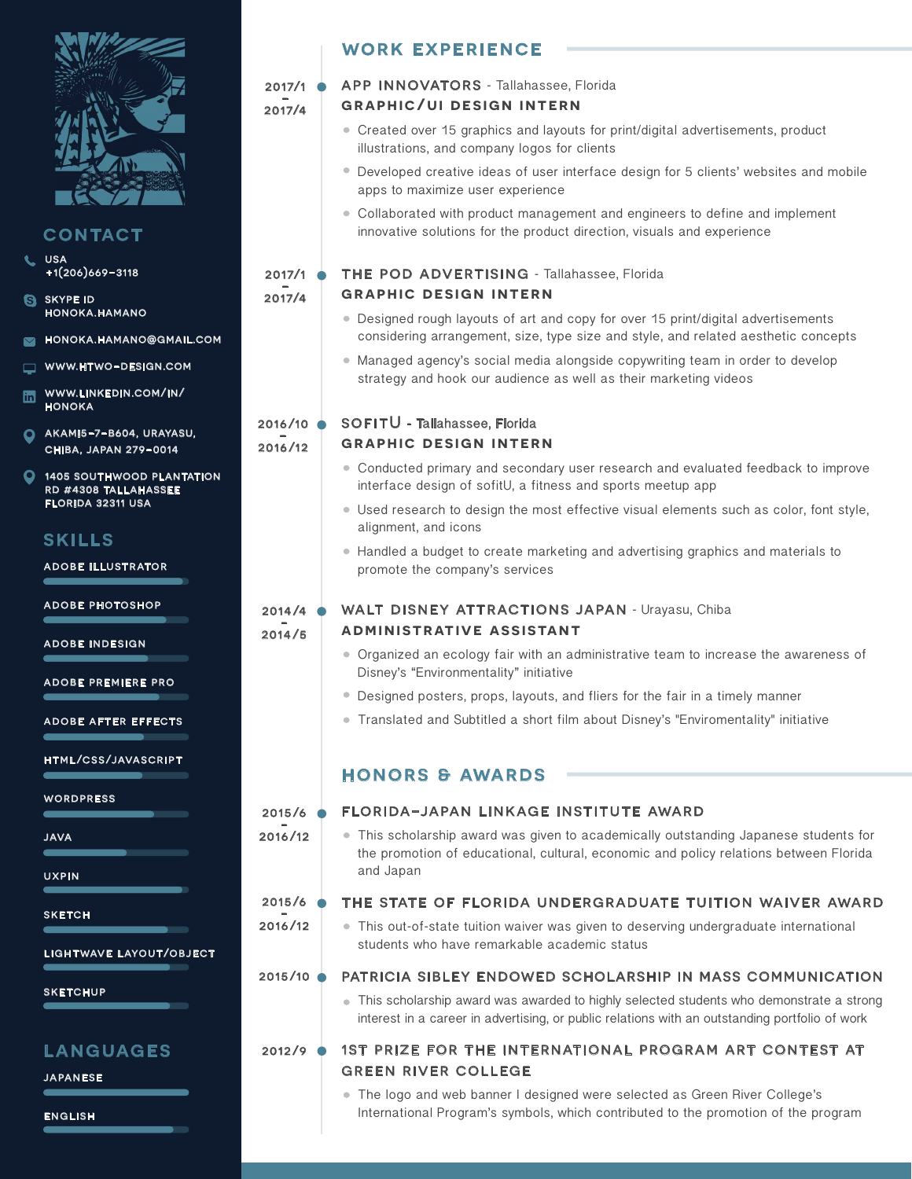## CONTACT

- USA
  +1(206)669-3118
- SKYPE ID
  HONOKA.HAMANO
- HONOKA.HAMANO@GMAIL.COM
- WWW.HTWO-DESIGN.COM
- WWW.LINKEDIN.COM/IN/HONOKA
- AKAMI5-7-B604, URAYASU, CHIBA, JAPAN 279-0014
- 1405 SOUTHWOOD PLANTATION RD #4308 TALLAHASSEE FLORIDA 32311 USA

## SKILLS

- ADOBE ILLUSTRATOR
- ADOBE PHOTOSHOP
- ADOBE INDESIGN
- ADOBE PREMIERE PRO
- ADOBE AFTER EFFECTS
- HTML/CSS/JAVASCRIPT
- WORDPRESS
- JAVA
- UXPIN
- SKETCH
- LIGHTWAVE LAYOUT/OBJECT
- SKETCHUP

## LANGUAGES

- JAPANESE
- ENGLISH

## WORK EXPERIENCE

**2017/1 - 2017/4**

### APP INNOVATORS - Tallahassee, Florida
**GRAPHIC/UI DESIGN INTERN**

- Created over 15 graphics and layouts for print/digital advertisements, product illustrations, and company logos for clients
- Developed creative ideas of user interface design for 5 clients' websites and mobile apps to maximize user experience
- Collaborated with product management and engineers to define and implement innovative solutions for the product direction, visuals and experience

**2017/1 - 2017/4**

### THE POD ADVERTISING - Tallahassee, Florida
**GRAPHIC DESIGN INTERN**

- Designed rough layouts of art and copy for over 15 print/digital advertisements considering arrangement, size, type size and style, and related aesthetic concepts
- Managed agency's social media alongside copywriting team in order to develop strategy and hook our audience as well as their marketing videos

**2016/10 - 2016/12**

### SOFITU - Tallahassee, Florida
**GRAPHIC DESIGN INTERN**

- Conducted primary and secondary user research and evaluated feedback to improve interface design of sofitU, a fitness and sports meetup app
- Used research to design the most effective visual elements such as color, font style, alignment, and icons
- Handled a budget to create marketing and advertising graphics and materials to promote the company's services

**2014/4 - 2014/5**

### WALT DISNEY ATTRACTIONS JAPAN - Urayasu, Chiba
**ADMINISTRATIVE ASSISTANT**

- Organized an ecology fair with an administrative team to increase the awareness of Disney's "Environmentality" initiative
- Designed posters, props, layouts, and fliers for the fair in a timely manner
- Translated and Subtitled a short film about Disney's "Enviromentality" initiative

## HONORS & AWARDS

**2015/6 - 2016/12**

### FLORIDA-JAPAN LINKAGE INSTITUTE AWARD

- This scholarship award was given to academically outstanding Japanese students for the promotion of educational, cultural, economic and policy relations between Florida and Japan

**2015/6 - 2016/12**

### THE STATE OF FLORIDA UNDERGRADUATE TUITION WAIVER AWARD

- This out-of-state tuition waiver was given to deserving undergraduate international students who have remarkable academic status

**2015/10**

### PATRICIA SIBLEY ENDOWED SCHOLARSHIP IN MASS COMMUNICATION

- This scholarship award was awarded to highly selected students who demonstrate a strong interest in a career in advertising, or public relations with an outstanding portfolio of work

**2012/9**

### 1ST PRIZE FOR THE INTERNATIONAL PROGRAM ART CONTEST AT GREEN RIVER COLLEGE

- The logo and web banner I designed were selected as Green River College's International Program's symbols, which contributed to the promotion of the program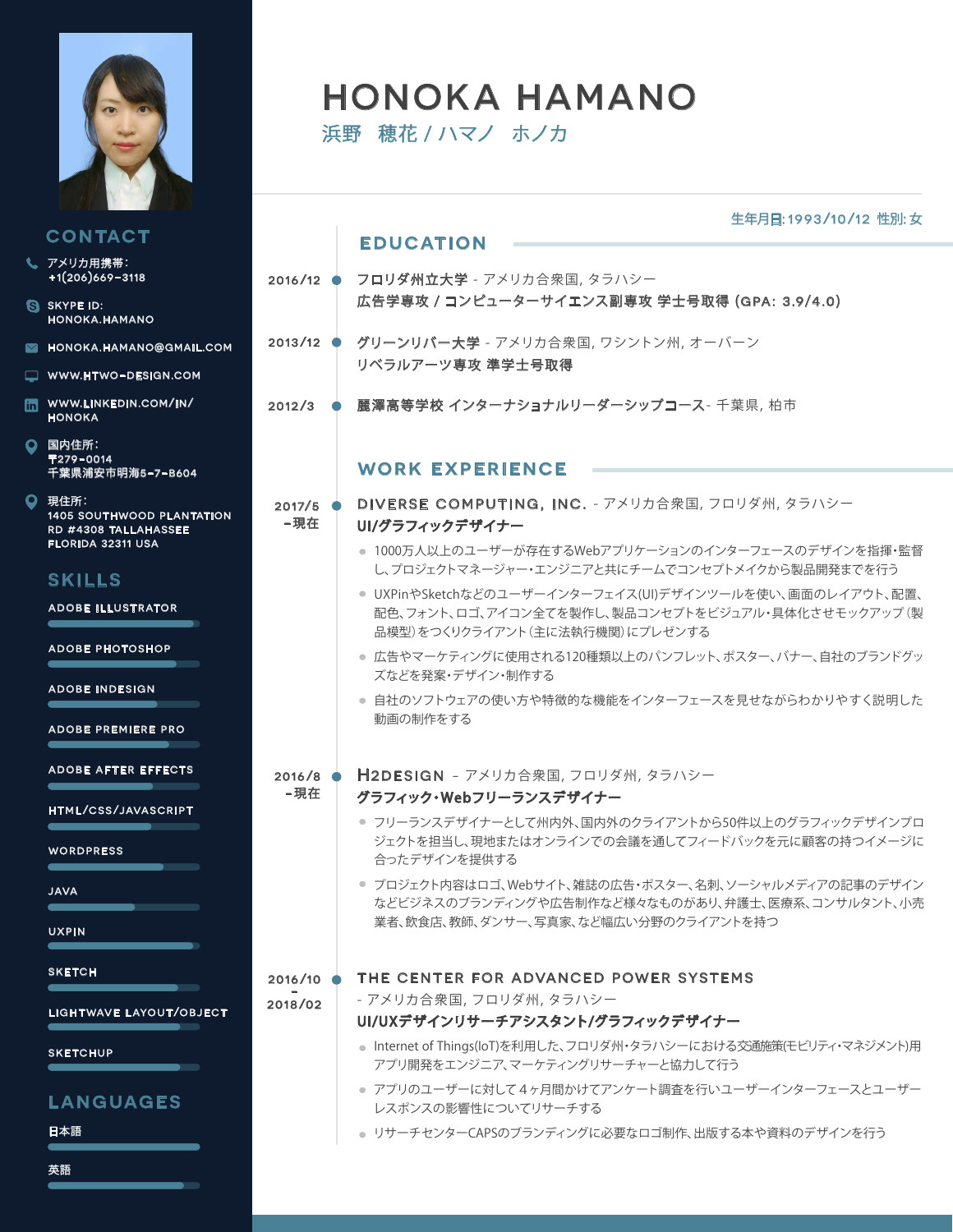# HONOKA HAMANO

浜野　穂花 / ハマノ　ホノカ

生年月日: 1993/10/12 性別: 女

## CONTACT

- アメリカ用携帯:
  +1(206)669-3118
- SKYPE ID:
  HONOKA.HAMANO
- HONOKA.HAMANO@GMAIL.COM
- WWW.HTWO-DESIGN.COM
- WWW.LINKEDIN.COM/IN/
  HONOKA
- 国内住所:
  〒279-0014
  千葉県浦安市明海5-7-B604
- 現住所:
  1405 SOUTHWOOD PLANTATION RD #4308 TALLAHASSEE FLORIDA 32311 USA

## SKILLS

- ADOBE ILLUSTRATOR
- ADOBE PHOTOSHOP
- ADOBE INDESIGN
- ADOBE PREMIERE PRO
- ADOBE AFTER EFFECTS
- HTML/CSS/JAVASCRIPT
- WORDPRESS
- JAVA
- UXPIN
- SKETCH
- LIGHTWAVE LAYOUT/OBJECT
- SKETCHUP

## LANGUAGES

- 日本語
- 英語

## EDUCATION

**2016/12**
**フロリダ州立大学** - アメリカ合衆国, タラハシー
**広告学専攻 / コンピューターサイエンス副専攻 学士号取得 (GPA: 3.9/4.0)**

**2013/12**
**グリーンリバー大学** - アメリカ合衆国, ワシントン州, オーバーン
**リベラルアーツ専攻 準学士号取得**

**2012/3**
**麗澤高等学校 インターナショナルリーダーシップコース**- 千葉県, 柏市

## WORK EXPERIENCE

**2017/5 -現在**
**DIVERSE COMPUTING, INC.** - アメリカ合衆国, フロリダ州, タラハシー
**UI/グラフィックデザイナー**

- 1000万人以上のユーザーが存在するWebアプリケーションのインターフェースのデザインを指揮・監督し、プロジェクトマネージャー・エンジニアと共にチームでコンセプトメイクから製品開発までを行う
- UXPinやSketchなどのユーザーインターフェイス(UI)デザインツールを使い、画面のレイアウト、配置、配色、フォント、ロゴ、アイコン全てを製作し、製品コンセプトをビジュアル・具体化させモックアップ（製品模型）をつくりクライアント（主に法執行機関）にプレゼンする
- 広告やマーケティングに使用される120種類以上のパンフレット、ポスター、バナー、自社のブランドグッズなどを発案・デザイン・制作する
- 自社のソフトウェアの使い方や特徴的な機能をインターフェースを見せながらわかりやすく説明した動画の制作をする

**2016/8 -現在**
**H2DESIGN** - アメリカ合衆国, フロリダ州, タラハシー
**グラフィック・Webフリーランスデザイナー**

- フリーランスデザイナーとして州内外、国内外のクライアントから50件以上のグラフィックデザインプロジェクトを担当し、現地またはオンラインでの会議を通してフィードバックを元に顧客の持つイメージに合ったデザインを提供する
- プロジェクト内容はロゴ、Webサイト、雑誌の広告・ポスター、名刺、ソーシャルメディアの記事のデザインなどビジネスのブランディングや広告制作など様々なものがあり、弁護士、医療系、コンサルタント、小売業者、飲食店、教師、ダンサー、写真家、など幅広い分野のクライアントを持つ

**2016/10 - 2018/02**
**THE CENTER FOR ADVANCED POWER SYSTEMS** - アメリカ合衆国, フロリダ州, タラハシー
**UI/UXデザインリサーチアシスタント/グラフィックデザイナー**

- Internet of Things(IoT)を利用した、フロリダ州・タラハシーにおける交通施策(モビリティ・マネジメント)用アプリ開発をエンジニア、マーケティングリサーチャーと協力して行う
- アプリのユーザーに対して４ヶ月間かけてアンケート調査を行いユーザーインターフェースとユーザーレスポンスの影響性についてリサーチする
- リサーチセンターCAPSのブランディングに必要なロゴ制作、出版する本や資料のデザインを行う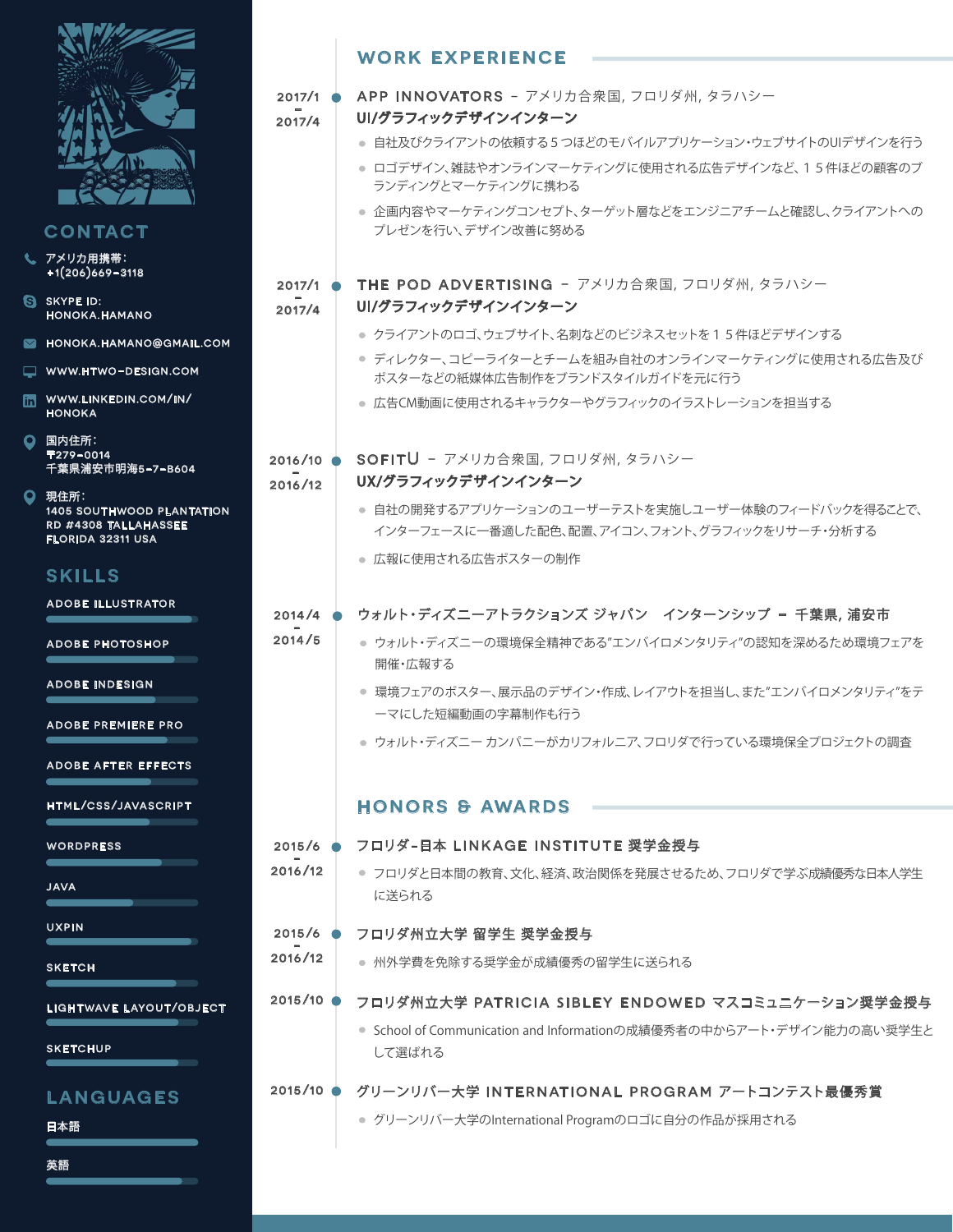## CONTACT

アメリカ用携帯:
+1(206)669-3118

SKYPE ID:
HONOKA.HAMANO

HONOKA.HAMANO@GMAIL.COM

WWW.HTWO-DESIGN.COM

WWW.LINKEDIN.COM/IN/
HONOKA

国内住所:
〒279-0014
千葉県浦安市明海5-7-B604

現住所:
1405 SOUTHWOOD PLANTATION RD #4308 TALLAHASSEE FLORIDA 32311 USA

## SKILLS

- ADOBE ILLUSTRATOR
- ADOBE PHOTOSHOP
- ADOBE INDESIGN
- ADOBE PREMIERE PRO
- ADOBE AFTER EFFECTS
- HTML/CSS/JAVASCRIPT
- WORDPRESS
- JAVA
- UXPIN
- SKETCH
- LIGHTWAVE LAYOUT/OBJECT
- SKETCHUP

## LANGUAGES

- 日本語
- 英語

## WORK EXPERIENCE

**2017/1 - 2017/4**

### APP INNOVATORS - アメリカ合衆国, フロリダ州, タラハシー
**UI/グラフィックデザインインターン**

- 自社及びクライアントの依頼する５つほどのモバイルアプリケーション・ウェブサイトのUIデザインを行う
- ロゴデザイン、雑誌やオンラインマーケティングに使用される広告デザインなど、１５件ほどの顧客のブランディングとマーケティングに携わる
- 企画内容やマーケティングコンセプト、ターゲット層などをエンジニアチームと確認し、クライアントへのプレゼンを行い、デザイン改善に努める

**2017/1 - 2017/4**

### THE POD ADVERTISING - アメリカ合衆国, フロリダ州, タラハシー
**UI/グラフィックデザインインターン**

- クライアントのロゴ、ウェブサイト、名刺などのビジネスセットを１５件ほどデザインする
- ディレクター、コピーライターとチームを組み自社のオンラインマーケティングに使用される広告及びポスターなどの紙媒体広告制作をブランドスタイルガイドを元に行う
- 広告CM動画に使用されるキャラクターやグラフィックのイラストレーションを担当する

**2016/10 - 2016/12**

### SOFITU - アメリカ合衆国, フロリダ州, タラハシー
**UX/グラフィックデザインインターン**

- 自社の開発するアプリケーションのユーザーテストを実施しユーザー体験のフィードバックを得ることで、インターフェースに一番適した配色、配置、アイコン、フォント、グラフィックをリサーチ・分析する
- 広報に使用される広告ポスターの制作

**2014/4 - 2014/5**

### ウォルト・ディズニーアトラクションズ ジャパン　インターンシップ - 千葉県, 浦安市

- ウォルト・ディズニーの環境保全精神である"エンバイロメンタリティ"の認知を深めるため環境フェアを開催・広報する
- 環境フェアのポスター、展示品のデザイン・作成、レイアウトを担当し、また"エンバイロメンタリティ"をテーマにした短編動画の字幕制作も行う
- ウォルト・ディズニー カンパニーがカリフォルニア、フロリダで行っている環境保全プロジェクトの調査

## HONORS & AWARDS

**2015/6 - 2016/12**

### フロリダ-日本 LINKAGE INSTITUTE 奨学金授与

- フロリダと日本間の教育、文化、経済、政治関係を発展させるため、フロリダで学ぶ成績優秀な日本人学生に送られる

**2015/6 - 2016/12**

### フロリダ州立大学 留学生 奨学金授与

- 州外学費を免除する奨学金が成績優秀の留学生に送られる

**2015/10**

### フロリダ州立大学 PATRICIA SIBLEY ENDOWED マスコミュニケーション奨学金授与

- School of Communication and Informationの成績優秀者の中からアート・デザイン能力の高い奨学生として選ばれる

**2015/10**

### グリーンリバー大学 INTERNATIONAL PROGRAM アートコンテスト最優秀賞

- グリーンリバー大学のInternational Programのロゴに自分の作品が採用される